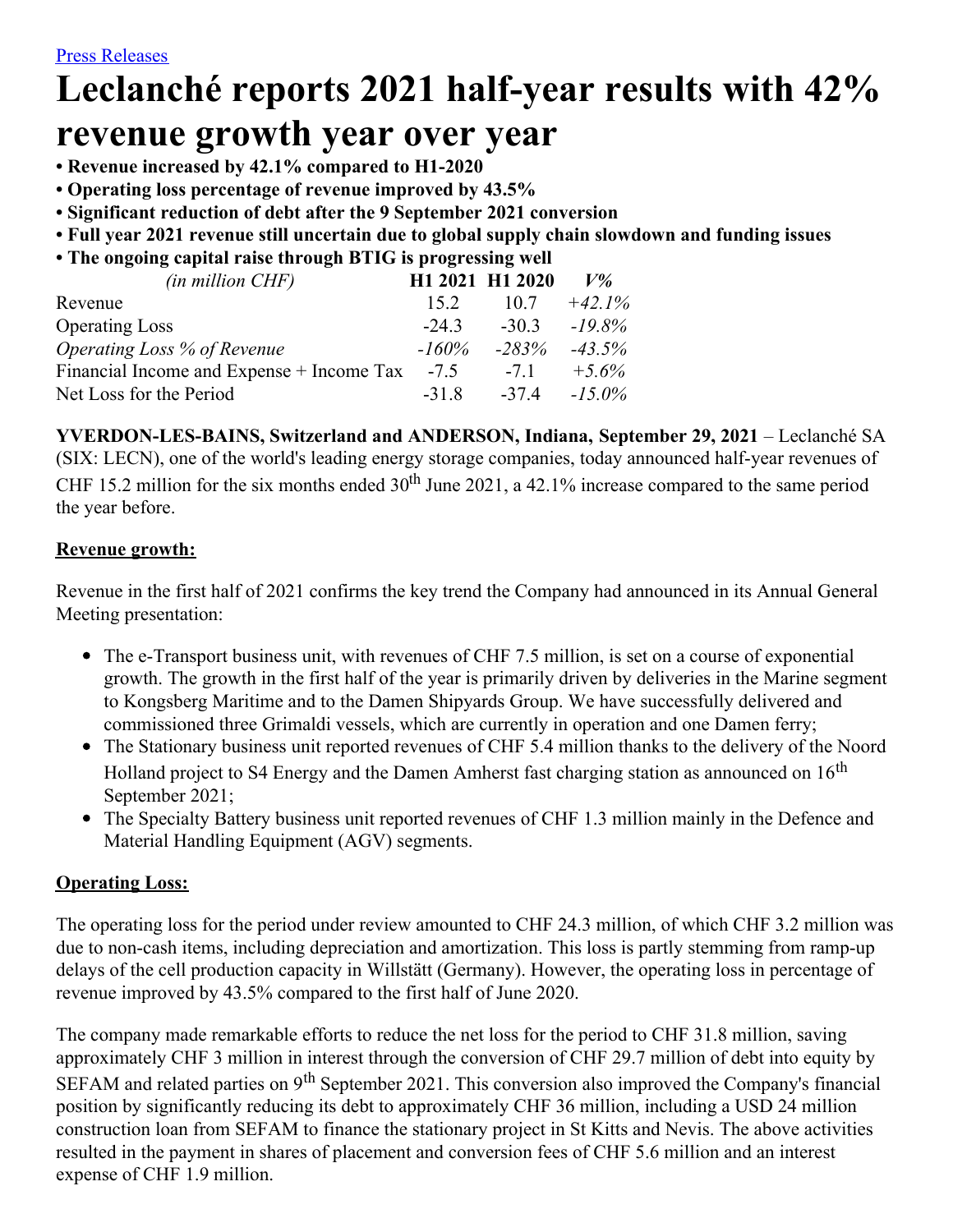Press Releases

# Leclanché reports 2021 half-year results with 42% revenue growth year over year

- **Revenue increased by 42.1% compared to H1-2020**
- **Operating loss percentage of revenue improved by 43.5%**
- **Significant reduction of debt after the 9 September 2021 conversion**
- **Full year 2021 revenue still uncertain due to global supply chain slowdown and funding issues**
- **The ongoing capital raise through BTIG is progressing well**

| *(in million CHF)* | **H1 2021** | **H1 2020** | ***V%*** |
|---|---|---|---|
| Revenue | 15.2 | 10.7 | *+42.1%* |
| Operating Loss | -24.3 | -30.3 | *-19.8%* |
| *Operating Loss % of Revenue* | *-160%* | *-283%* | *-43.5%* |
| Financial Income and Expense + Income Tax | -7.5 | -7.1 | *+5.6%* |
| Net Loss for the Period | -31.8 | -37.4 | *-15.0%* |

**YVERDON-LES-BAINS, Switzerland and ANDERSON, Indiana, September 29, 2021** – Leclanché SA (SIX: LECN), one of the world's leading energy storage companies, today announced half-year revenues of CHF 15.2 million for the six months ended 30th June 2021, a 42.1% increase compared to the same period the year before.

**Revenue growth:**

Revenue in the first half of 2021 confirms the key trend the Company had announced in its Annual General Meeting presentation:

- The e-Transport business unit, with revenues of CHF 7.5 million, is set on a course of exponential growth. The growth in the first half of the year is primarily driven by deliveries in the Marine segment to Kongsberg Maritime and to the Damen Shipyards Group. We have successfully delivered and commissioned three Grimaldi vessels, which are currently in operation and one Damen ferry;
- The Stationary business unit reported revenues of CHF 5.4 million thanks to the delivery of the Noord Holland project to S4 Energy and the Damen Amherst fast charging station as announced on 16th September 2021;
- The Specialty Battery business unit reported revenues of CHF 1.3 million mainly in the Defence and Material Handling Equipment (AGV) segments.

**Operating Loss:**

The operating loss for the period under review amounted to CHF 24.3 million, of which CHF 3.2 million was due to non-cash items, including depreciation and amortization. This loss is partly stemming from ramp-up delays of the cell production capacity in Willstätt (Germany). However, the operating loss in percentage of revenue improved by 43.5% compared to the first half of June 2020.

The company made remarkable efforts to reduce the net loss for the period to CHF 31.8 million, saving approximately CHF 3 million in interest through the conversion of CHF 29.7 million of debt into equity by SEFAM and related parties on 9th September 2021. This conversion also improved the Company's financial position by significantly reducing its debt to approximately CHF 36 million, including a USD 24 million construction loan from SEFAM to finance the stationary project in St Kitts and Nevis. The above activities resulted in the payment in shares of placement and conversion fees of CHF 5.6 million and an interest expense of CHF 1.9 million.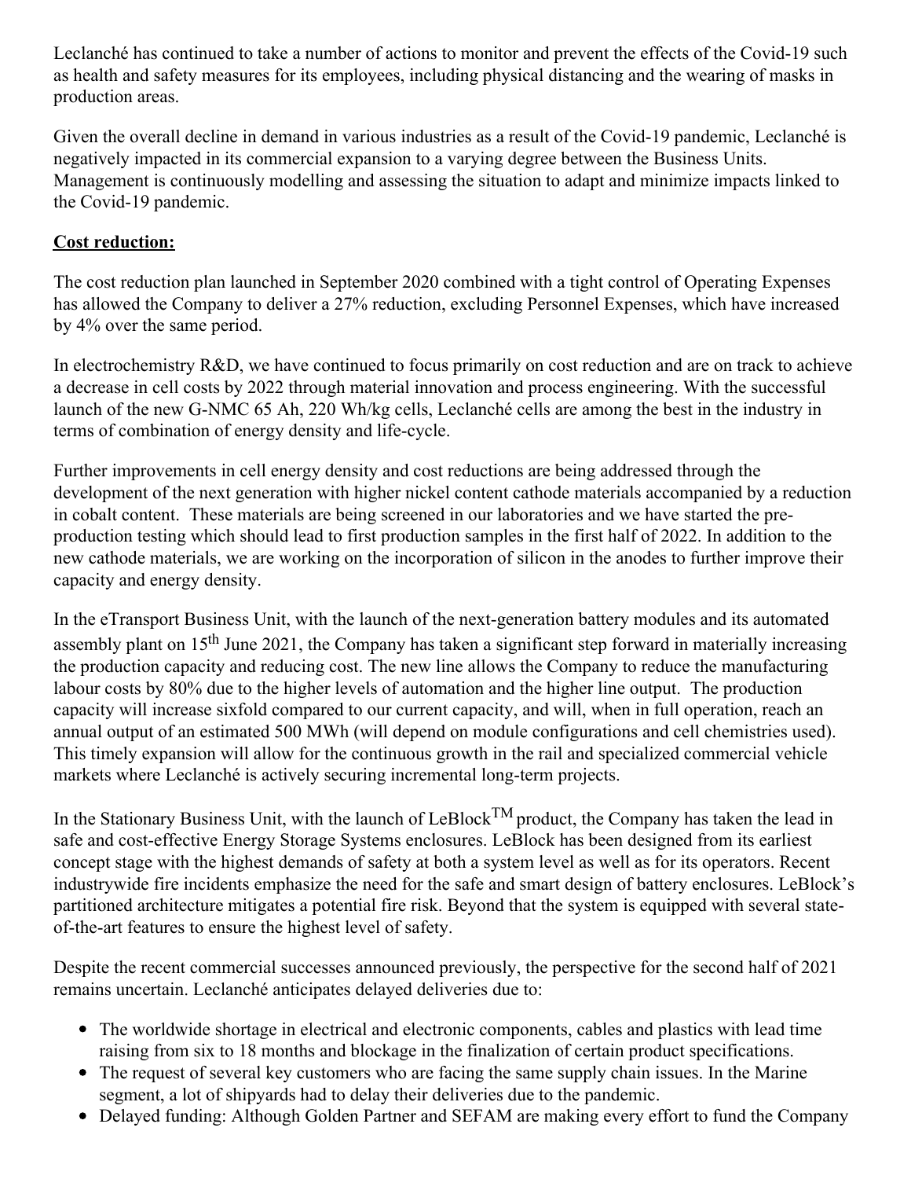Leclanché has continued to take a number of actions to monitor and prevent the effects of the Covid-19 such as health and safety measures for its employees, including physical distancing and the wearing of masks in production areas.

Given the overall decline in demand in various industries as a result of the Covid-19 pandemic, Leclanché is negatively impacted in its commercial expansion to a varying degree between the Business Units. Management is continuously modelling and assessing the situation to adapt and minimize impacts linked to the Covid-19 pandemic.

**Cost reduction:**

The cost reduction plan launched in September 2020 combined with a tight control of Operating Expenses has allowed the Company to deliver a 27% reduction, excluding Personnel Expenses, which have increased by 4% over the same period.

In electrochemistry R&D, we have continued to focus primarily on cost reduction and are on track to achieve a decrease in cell costs by 2022 through material innovation and process engineering. With the successful launch of the new G-NMC 65 Ah, 220 Wh/kg cells, Leclanché cells are among the best in the industry in terms of combination of energy density and life-cycle.

Further improvements in cell energy density and cost reductions are being addressed through the development of the next generation with higher nickel content cathode materials accompanied by a reduction in cobalt content. These materials are being screened in our laboratories and we have started the pre-production testing which should lead to first production samples in the first half of 2022. In addition to the new cathode materials, we are working on the incorporation of silicon in the anodes to further improve their capacity and energy density.

In the eTransport Business Unit, with the launch of the next-generation battery modules and its automated assembly plant on 15th June 2021, the Company has taken a significant step forward in materially increasing the production capacity and reducing cost. The new line allows the Company to reduce the manufacturing labour costs by 80% due to the higher levels of automation and the higher line output. The production capacity will increase sixfold compared to our current capacity, and will, when in full operation, reach an annual output of an estimated 500 MWh (will depend on module configurations and cell chemistries used). This timely expansion will allow for the continuous growth in the rail and specialized commercial vehicle markets where Leclanché is actively securing incremental long-term projects.

In the Stationary Business Unit, with the launch of LeBlock™ product, the Company has taken the lead in safe and cost-effective Energy Storage Systems enclosures. LeBlock has been designed from its earliest concept stage with the highest demands of safety at both a system level as well as for its operators. Recent industrywide fire incidents emphasize the need for the safe and smart design of battery enclosures. LeBlock's partitioned architecture mitigates a potential fire risk. Beyond that the system is equipped with several state-of-the-art features to ensure the highest level of safety.

Despite the recent commercial successes announced previously, the perspective for the second half of 2021 remains uncertain. Leclanché anticipates delayed deliveries due to:

- The worldwide shortage in electrical and electronic components, cables and plastics with lead time raising from six to 18 months and blockage in the finalization of certain product specifications.
- The request of several key customers who are facing the same supply chain issues. In the Marine segment, a lot of shipyards had to delay their deliveries due to the pandemic.
- Delayed funding: Although Golden Partner and SEFAM are making every effort to fund the Company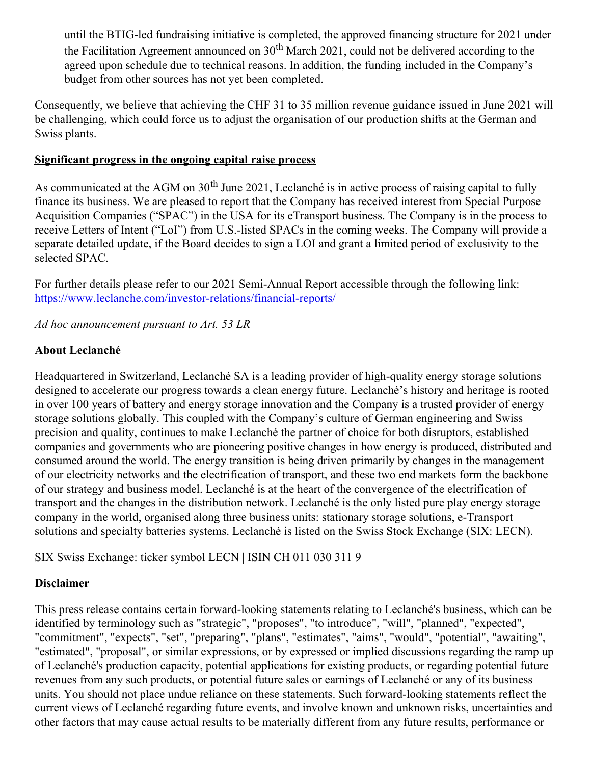until the BTIG-led fundraising initiative is completed, the approved financing structure for 2021 under the Facilitation Agreement announced on 30th March 2021, could not be delivered according to the agreed upon schedule due to technical reasons. In addition, the funding included in the Company's budget from other sources has not yet been completed.

Consequently, we believe that achieving the CHF 31 to 35 million revenue guidance issued in June 2021 will be challenging, which could force us to adjust the organisation of our production shifts at the German and Swiss plants.

**Significant progress in the ongoing capital raise process**

As communicated at the AGM on 30th June 2021, Leclanché is in active process of raising capital to fully finance its business. We are pleased to report that the Company has received interest from Special Purpose Acquisition Companies ("SPAC") in the USA for its eTransport business. The Company is in the process to receive Letters of Intent ("LoI") from U.S.-listed SPACs in the coming weeks. The Company will provide a separate detailed update, if the Board decides to sign a LOI and grant a limited period of exclusivity to the selected SPAC.

For further details please refer to our 2021 Semi-Annual Report accessible through the following link: https://www.leclanche.com/investor-relations/financial-reports/

*Ad hoc announcement pursuant to Art. 53 LR*

**About Leclanché**

Headquartered in Switzerland, Leclanché SA is a leading provider of high-quality energy storage solutions designed to accelerate our progress towards a clean energy future. Leclanché's history and heritage is rooted in over 100 years of battery and energy storage innovation and the Company is a trusted provider of energy storage solutions globally. This coupled with the Company's culture of German engineering and Swiss precision and quality, continues to make Leclanché the partner of choice for both disruptors, established companies and governments who are pioneering positive changes in how energy is produced, distributed and consumed around the world. The energy transition is being driven primarily by changes in the management of our electricity networks and the electrification of transport, and these two end markets form the backbone of our strategy and business model. Leclanché is at the heart of the convergence of the electrification of transport and the changes in the distribution network. Leclanché is the only listed pure play energy storage company in the world, organised along three business units: stationary storage solutions, e-Transport solutions and specialty batteries systems. Leclanché is listed on the Swiss Stock Exchange (SIX: LECN).

SIX Swiss Exchange: ticker symbol LECN | ISIN CH 011 030 311 9

**Disclaimer**

This press release contains certain forward-looking statements relating to Leclanché's business, which can be identified by terminology such as "strategic", "proposes", "to introduce", "will", "planned", "expected", "commitment", "expects", "set", "preparing", "plans", "estimates", "aims", "would", "potential", "awaiting", "estimated", "proposal", or similar expressions, or by expressed or implied discussions regarding the ramp up of Leclanché's production capacity, potential applications for existing products, or regarding potential future revenues from any such products, or potential future sales or earnings of Leclanché or any of its business units. You should not place undue reliance on these statements. Such forward-looking statements reflect the current views of Leclanché regarding future events, and involve known and unknown risks, uncertainties and other factors that may cause actual results to be materially different from any future results, performance or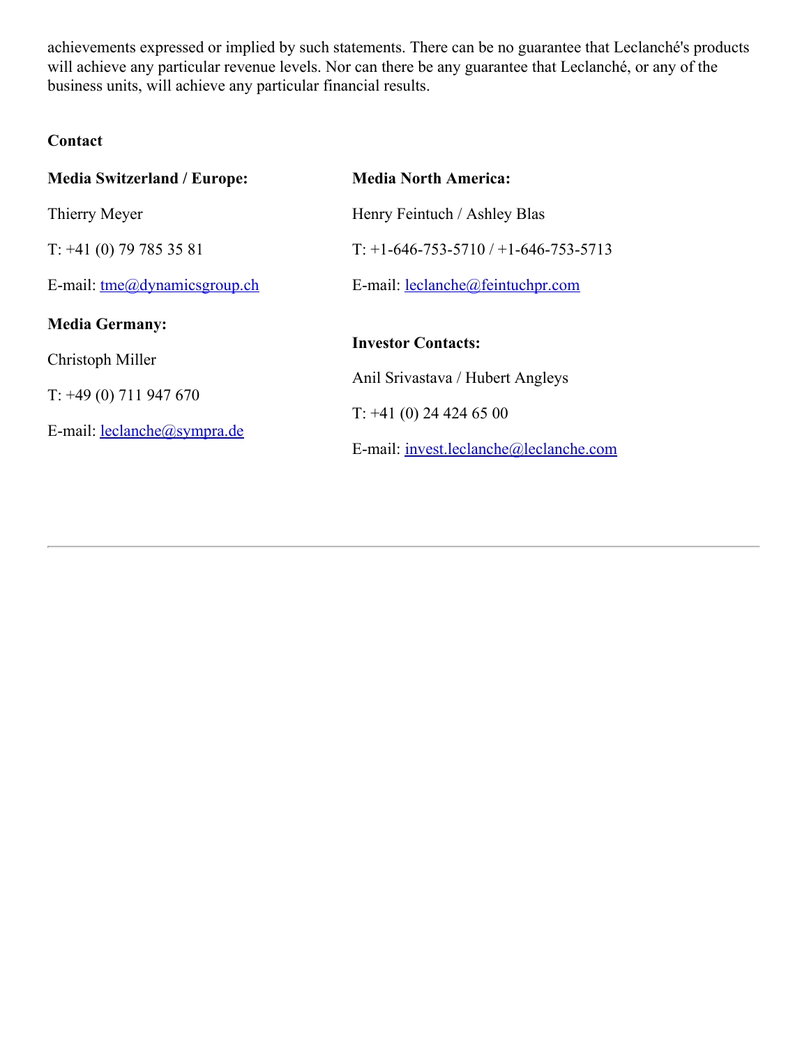achievements expressed or implied by such statements. There can be no guarantee that Leclanché's products will achieve any particular revenue levels. Nor can there be any guarantee that Leclanché, or any of the business units, will achieve any particular financial results.

**Contact**

**Media Switzerland / Europe:**

Thierry Meyer

T: +41 (0) 79 785 35 81

E-mail: tme@dynamicsgroup.ch

**Media Germany:**

Christoph Miller

T: +49 (0) 711 947 670

E-mail: leclanche@sympra.de

**Media North America:**

Henry Feintuch / Ashley Blas

T: +1-646-753-5710 / +1-646-753-5713

E-mail: leclanche@feintuchpr.com

**Investor Contacts:**

Anil Srivastava / Hubert Angleys

T: +41 (0) 24 424 65 00

E-mail: invest.leclanche@leclanche.com